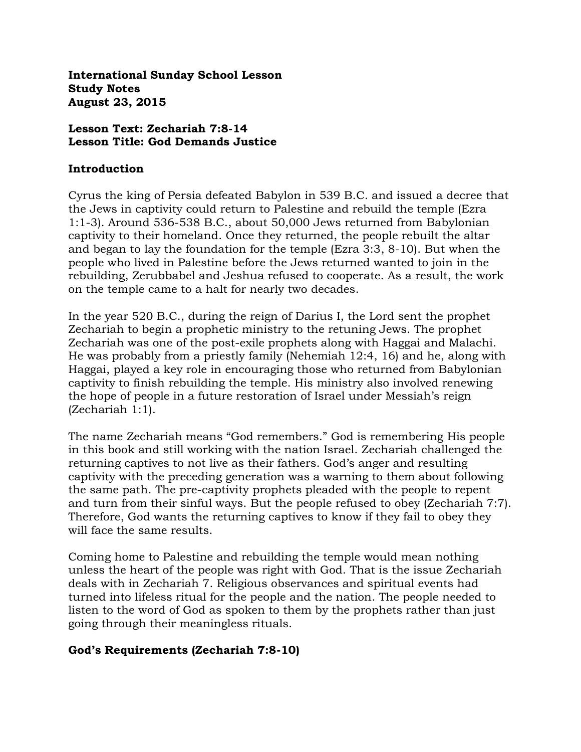**International Sunday School Lesson**
**Study Notes**
**August 23, 2015**

**Lesson Text: Zechariah 7:8-14**
**Lesson Title: God Demands Justice**

## Introduction

Cyrus the king of Persia defeated Babylon in 539 B.C. and issued a decree that the Jews in captivity could return to Palestine and rebuild the temple (Ezra 1:1-3). Around 536-538 B.C., about 50,000 Jews returned from Babylonian captivity to their homeland. Once they returned, the people rebuilt the altar and began to lay the foundation for the temple (Ezra 3:3, 8-10). But when the people who lived in Palestine before the Jews returned wanted to join in the rebuilding, Zerubbabel and Jeshua refused to cooperate. As a result, the work on the temple came to a halt for nearly two decades.

In the year 520 B.C., during the reign of Darius I, the Lord sent the prophet Zechariah to begin a prophetic ministry to the retuning Jews. The prophet Zechariah was one of the post-exile prophets along with Haggai and Malachi. He was probably from a priestly family (Nehemiah 12:4, 16) and he, along with Haggai, played a key role in encouraging those who returned from Babylonian captivity to finish rebuilding the temple. His ministry also involved renewing the hope of people in a future restoration of Israel under Messiah's reign (Zechariah 1:1).

The name Zechariah means "God remembers." God is remembering His people in this book and still working with the nation Israel. Zechariah challenged the returning captives to not live as their fathers. God's anger and resulting captivity with the preceding generation was a warning to them about following the same path. The pre-captivity prophets pleaded with the people to repent and turn from their sinful ways. But the people refused to obey (Zechariah 7:7). Therefore, God wants the returning captives to know if they fail to obey they will face the same results.

Coming home to Palestine and rebuilding the temple would mean nothing unless the heart of the people was right with God. That is the issue Zechariah deals with in Zechariah 7. Religious observances and spiritual events had turned into lifeless ritual for the people and the nation. The people needed to listen to the word of God as spoken to them by the prophets rather than just going through their meaningless rituals.

## God's Requirements (Zechariah 7:8-10)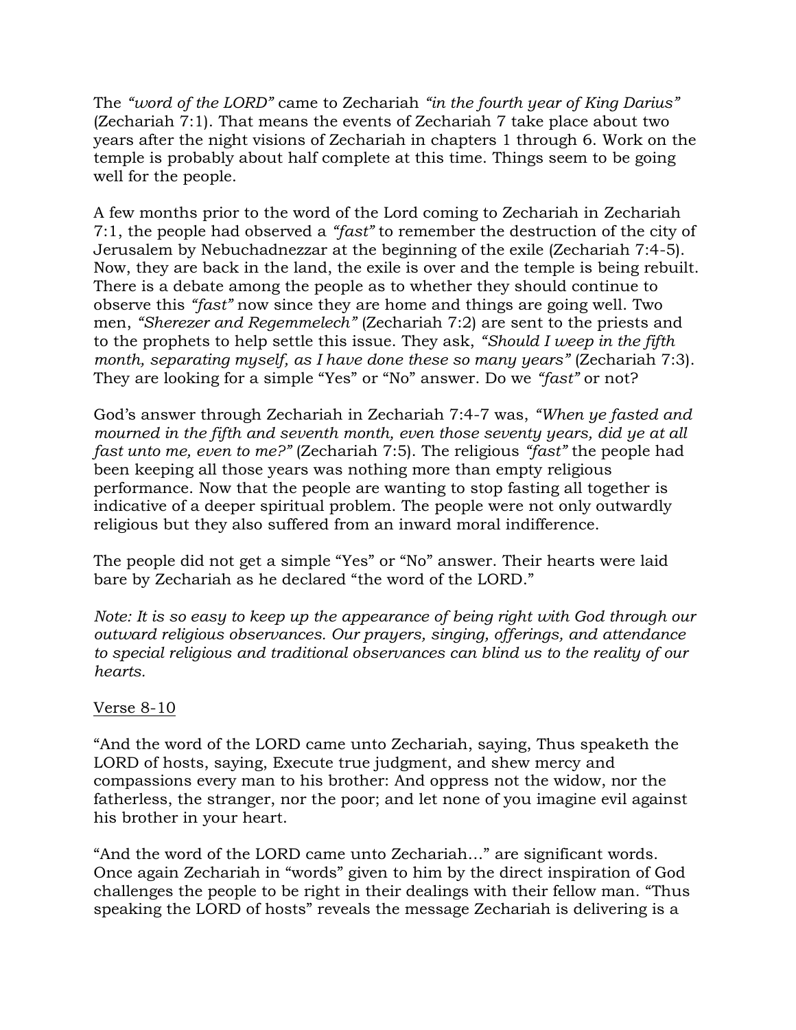The *"word of the LORD"* came to Zechariah *"in the fourth year of King Darius"* (Zechariah 7:1). That means the events of Zechariah 7 take place about two years after the night visions of Zechariah in chapters 1 through 6. Work on the temple is probably about half complete at this time. Things seem to be going well for the people.

A few months prior to the word of the Lord coming to Zechariah in Zechariah 7:1, the people had observed a *"fast"* to remember the destruction of the city of Jerusalem by Nebuchadnezzar at the beginning of the exile (Zechariah 7:4-5). Now, they are back in the land, the exile is over and the temple is being rebuilt. There is a debate among the people as to whether they should continue to observe this *"fast"* now since they are home and things are going well. Two men, *"Sherezer and Regemmelech"* (Zechariah 7:2) are sent to the priests and to the prophets to help settle this issue. They ask, *"Should I weep in the fifth month, separating myself, as I have done these so many years"* (Zechariah 7:3). They are looking for a simple "Yes" or "No" answer. Do we *"fast"* or not?

God's answer through Zechariah in Zechariah 7:4-7 was, *"When ye fasted and mourned in the fifth and seventh month, even those seventy years, did ye at all fast unto me, even to me?"* (Zechariah 7:5). The religious *"fast"* the people had been keeping all those years was nothing more than empty religious performance. Now that the people are wanting to stop fasting all together is indicative of a deeper spiritual problem. The people were not only outwardly religious but they also suffered from an inward moral indifference.

The people did not get a simple "Yes" or "No" answer. Their hearts were laid bare by Zechariah as he declared "the word of the LORD."

*Note: It is so easy to keep up the appearance of being right with God through our outward religious observances. Our prayers, singing, offerings, and attendance to special religious and traditional observances can blind us to the reality of our hearts.*

<u>Verse 8-10</u>

"And the word of the LORD came unto Zechariah, saying, Thus speaketh the LORD of hosts, saying, Execute true judgment, and shew mercy and compassions every man to his brother: And oppress not the widow, nor the fatherless, the stranger, nor the poor; and let none of you imagine evil against his brother in your heart.

"And the word of the LORD came unto Zechariah…" are significant words. Once again Zechariah in "words" given to him by the direct inspiration of God challenges the people to be right in their dealings with their fellow man. "Thus speaking the LORD of hosts" reveals the message Zechariah is delivering is a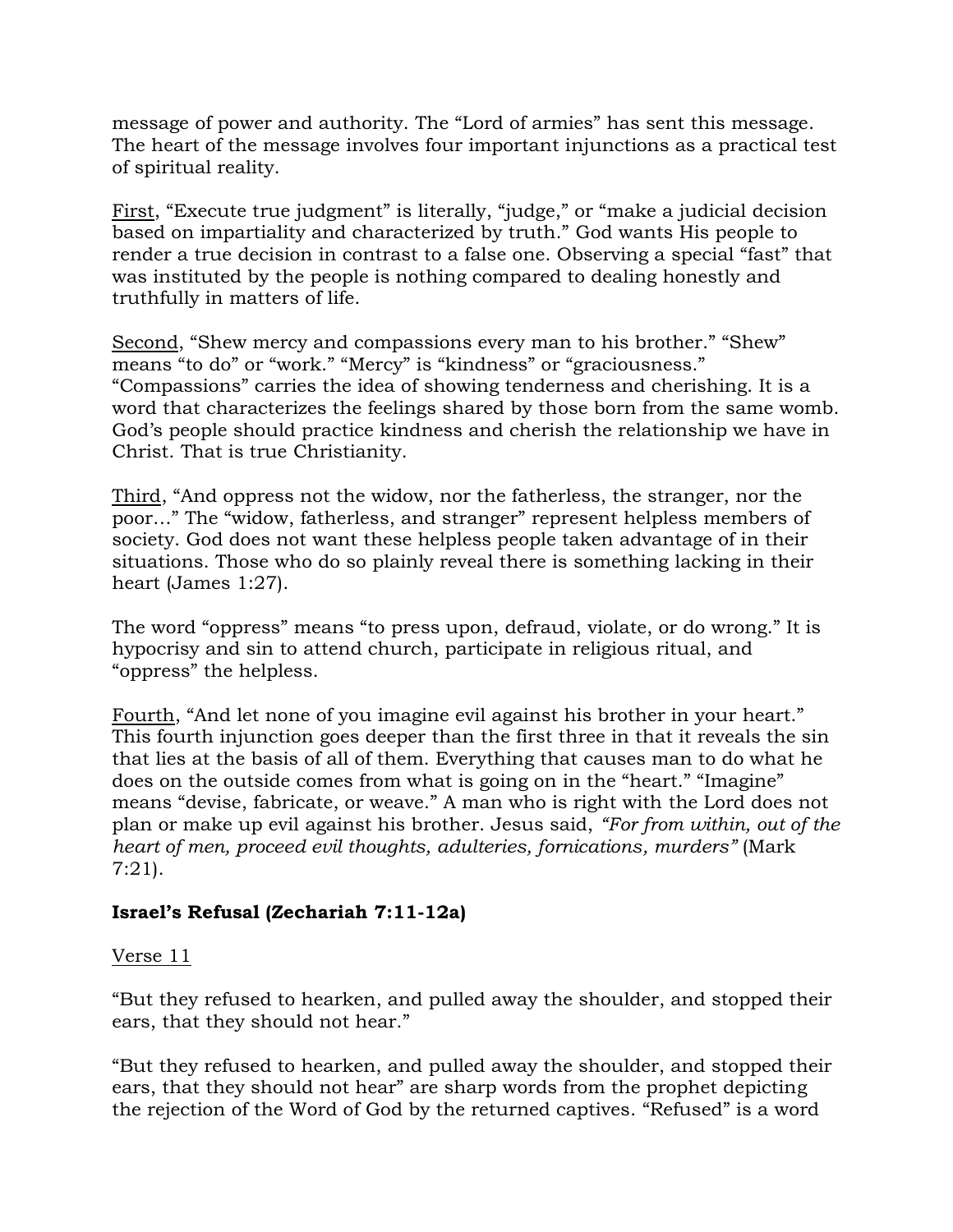message of power and authority. The "Lord of armies" has sent this message. The heart of the message involves four important injunctions as a practical test of spiritual reality.

<u>First</u>, "Execute true judgment" is literally, "judge," or "make a judicial decision based on impartiality and characterized by truth." God wants His people to render a true decision in contrast to a false one. Observing a special "fast" that was instituted by the people is nothing compared to dealing honestly and truthfully in matters of life.

<u>Second</u>, "Shew mercy and compassions every man to his brother." "Shew" means "to do" or "work." "Mercy" is "kindness" or "graciousness." "Compassions" carries the idea of showing tenderness and cherishing. It is a word that characterizes the feelings shared by those born from the same womb. God's people should practice kindness and cherish the relationship we have in Christ. That is true Christianity.

<u>Third</u>, "And oppress not the widow, nor the fatherless, the stranger, nor the poor…" The "widow, fatherless, and stranger" represent helpless members of society. God does not want these helpless people taken advantage of in their situations. Those who do so plainly reveal there is something lacking in their heart (James 1:27).

The word "oppress" means "to press upon, defraud, violate, or do wrong." It is hypocrisy and sin to attend church, participate in religious ritual, and "oppress" the helpless.

<u>Fourth</u>, "And let none of you imagine evil against his brother in your heart." This fourth injunction goes deeper than the first three in that it reveals the sin that lies at the basis of all of them. Everything that causes man to do what he does on the outside comes from what is going on in the "heart." "Imagine" means "devise, fabricate, or weave." A man who is right with the Lord does not plan or make up evil against his brother. Jesus said, *"For from within, out of the heart of men, proceed evil thoughts, adulteries, fornications, murders"* (Mark 7:21).

### Israel's Refusal (Zechariah 7:11-12a)

<u>Verse 11</u>

"But they refused to hearken, and pulled away the shoulder, and stopped their ears, that they should not hear."

"But they refused to hearken, and pulled away the shoulder, and stopped their ears, that they should not hear" are sharp words from the prophet depicting the rejection of the Word of God by the returned captives. "Refused" is a word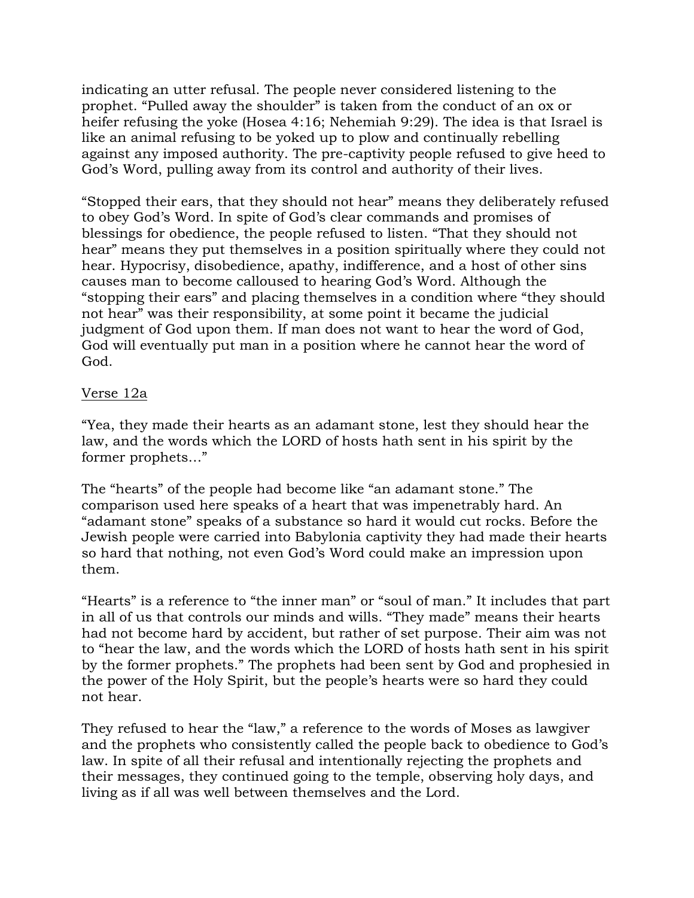indicating an utter refusal. The people never considered listening to the prophet. "Pulled away the shoulder" is taken from the conduct of an ox or heifer refusing the yoke (Hosea 4:16; Nehemiah 9:29). The idea is that Israel is like an animal refusing to be yoked up to plow and continually rebelling against any imposed authority. The pre-captivity people refused to give heed to God's Word, pulling away from its control and authority of their lives.

"Stopped their ears, that they should not hear" means they deliberately refused to obey God's Word. In spite of God's clear commands and promises of blessings for obedience, the people refused to listen. "That they should not hear" means they put themselves in a position spiritually where they could not hear. Hypocrisy, disobedience, apathy, indifference, and a host of other sins causes man to become calloused to hearing God's Word. Although the "stopping their ears" and placing themselves in a condition where "they should not hear" was their responsibility, at some point it became the judicial judgment of God upon them. If man does not want to hear the word of God, God will eventually put man in a position where he cannot hear the word of God.

Verse 12a

"Yea, they made their hearts as an adamant stone, lest they should hear the law, and the words which the LORD of hosts hath sent in his spirit by the former prophets…"

The "hearts" of the people had become like "an adamant stone." The comparison used here speaks of a heart that was impenetrably hard. An "adamant stone" speaks of a substance so hard it would cut rocks. Before the Jewish people were carried into Babylonia captivity they had made their hearts so hard that nothing, not even God's Word could make an impression upon them.

"Hearts" is a reference to "the inner man" or "soul of man." It includes that part in all of us that controls our minds and wills. "They made" means their hearts had not become hard by accident, but rather of set purpose. Their aim was not to "hear the law, and the words which the LORD of hosts hath sent in his spirit by the former prophets." The prophets had been sent by God and prophesied in the power of the Holy Spirit, but the people's hearts were so hard they could not hear.

They refused to hear the "law," a reference to the words of Moses as lawgiver and the prophets who consistently called the people back to obedience to God's law. In spite of all their refusal and intentionally rejecting the prophets and their messages, they continued going to the temple, observing holy days, and living as if all was well between themselves and the Lord.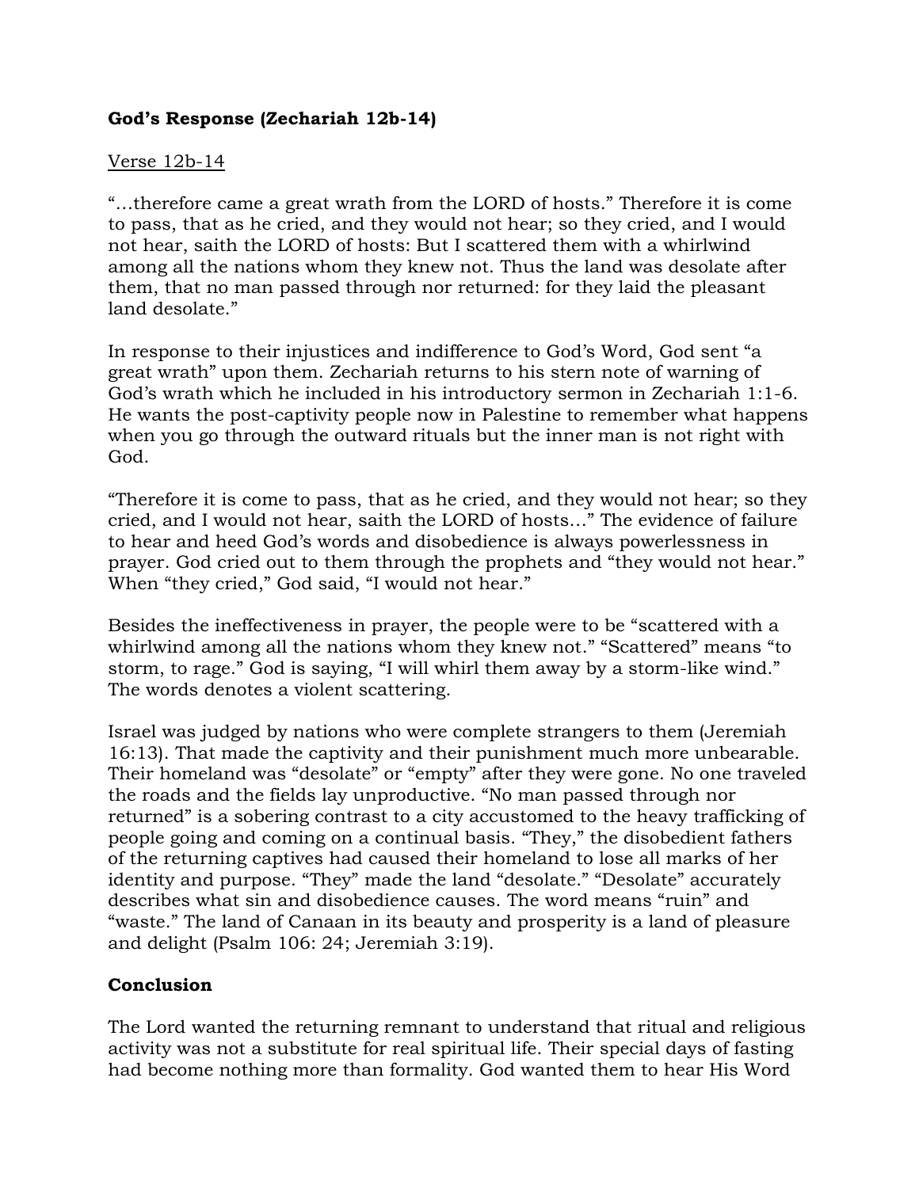**God's Response (Zechariah 12b-14)**

Verse 12b-14

"…therefore came a great wrath from the LORD of hosts." Therefore it is come to pass, that as he cried, and they would not hear; so they cried, and I would not hear, saith the LORD of hosts: But I scattered them with a whirlwind among all the nations whom they knew not. Thus the land was desolate after them, that no man passed through nor returned: for they laid the pleasant land desolate."

In response to their injustices and indifference to God's Word, God sent "a great wrath" upon them. Zechariah returns to his stern note of warning of God's wrath which he included in his introductory sermon in Zechariah 1:1-6. He wants the post-captivity people now in Palestine to remember what happens when you go through the outward rituals but the inner man is not right with God.

"Therefore it is come to pass, that as he cried, and they would not hear; so they cried, and I would not hear, saith the LORD of hosts…" The evidence of failure to hear and heed God's words and disobedience is always powerlessness in prayer. God cried out to them through the prophets and "they would not hear." When "they cried," God said, "I would not hear."

Besides the ineffectiveness in prayer, the people were to be "scattered with a whirlwind among all the nations whom they knew not." "Scattered" means "to storm, to rage." God is saying, "I will whirl them away by a storm-like wind." The words denotes a violent scattering.

Israel was judged by nations who were complete strangers to them (Jeremiah 16:13). That made the captivity and their punishment much more unbearable. Their homeland was "desolate" or "empty" after they were gone. No one traveled the roads and the fields lay unproductive. "No man passed through nor returned" is a sobering contrast to a city accustomed to the heavy trafficking of people going and coming on a continual basis. "They," the disobedient fathers of the returning captives had caused their homeland to lose all marks of her identity and purpose. "They" made the land "desolate." "Desolate" accurately describes what sin and disobedience causes. The word means "ruin" and "waste." The land of Canaan in its beauty and prosperity is a land of pleasure and delight (Psalm 106: 24; Jeremiah 3:19).

**Conclusion**

The Lord wanted the returning remnant to understand that ritual and religious activity was not a substitute for real spiritual life. Their special days of fasting had become nothing more than formality. God wanted them to hear His Word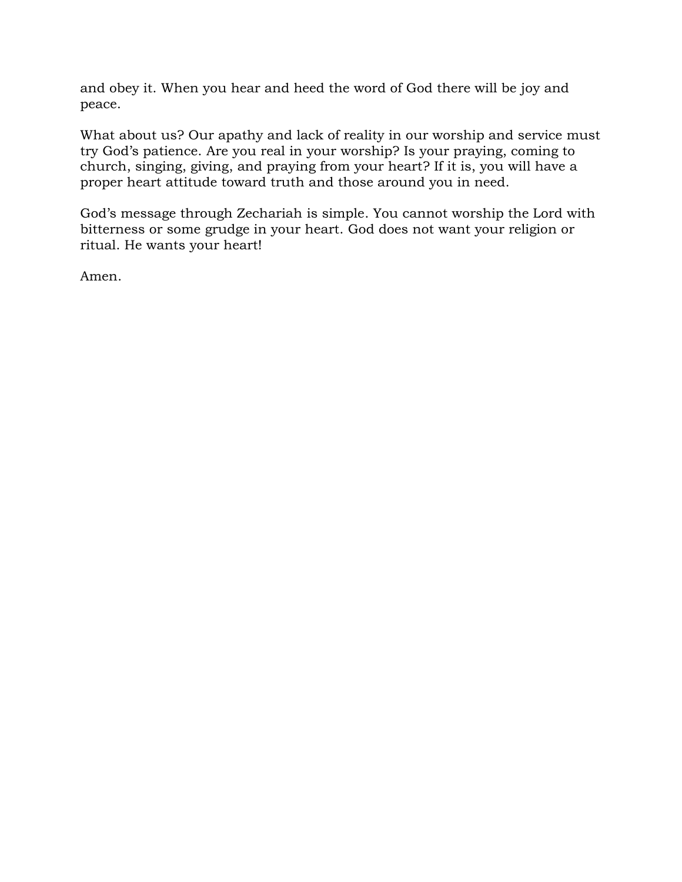and obey it. When you hear and heed the word of God there will be joy and peace.

What about us? Our apathy and lack of reality in our worship and service must try God's patience. Are you real in your worship? Is your praying, coming to church, singing, giving, and praying from your heart? If it is, you will have a proper heart attitude toward truth and those around you in need.

God's message through Zechariah is simple. You cannot worship the Lord with bitterness or some grudge in your heart. God does not want your religion or ritual. He wants your heart!

Amen.